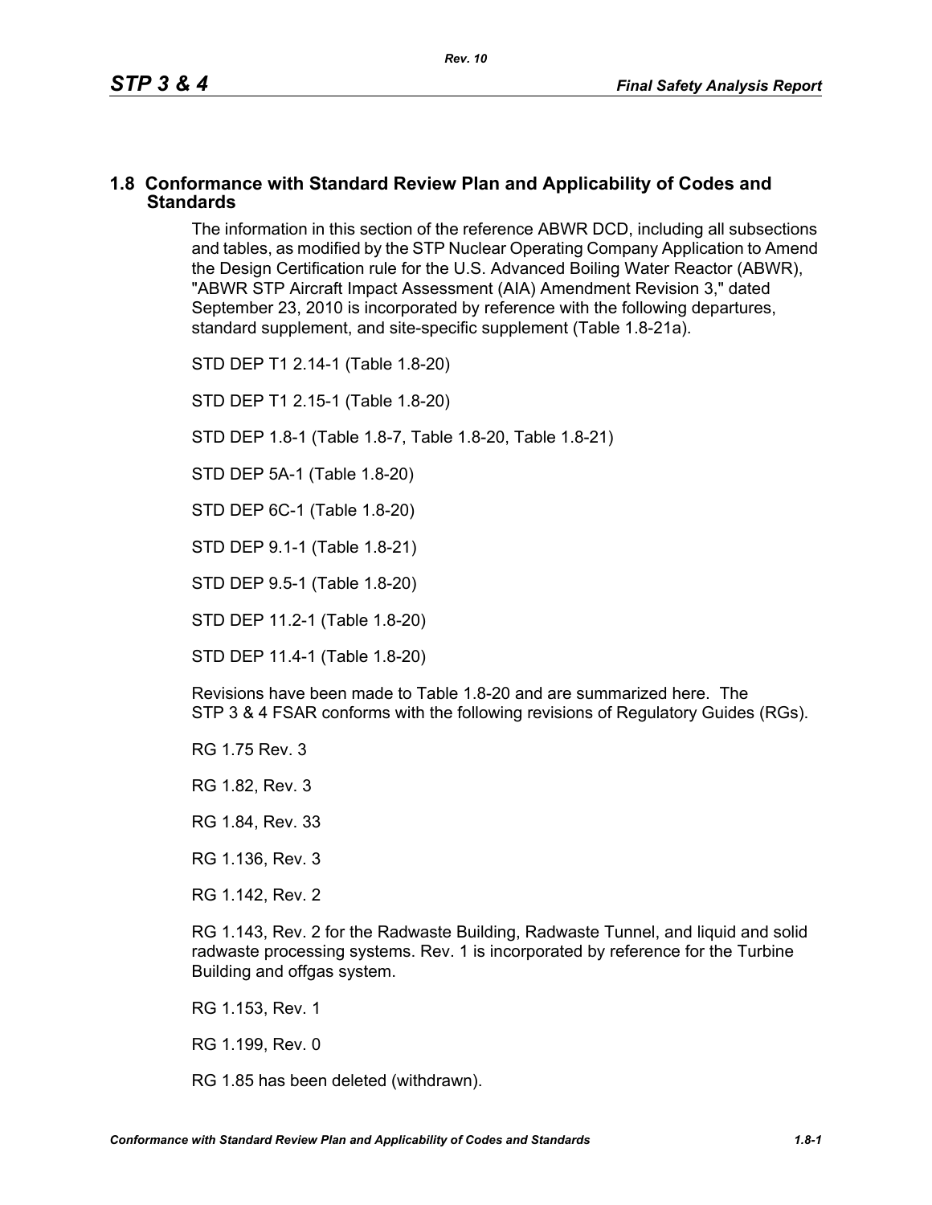## 1.8 Conformance with Standard Review Plan and Applicability of Codes and Standards

The information in this section of the reference ABWR DCD, including all subsections and tables, as modified by the STP Nuclear Operating Company Application to Amend the Design Certification rule for the U.S. Advanced Boiling Water Reactor (ABWR), "ABWR STP Aircraft Impact Assessment (AIA) Amendment Revision 3," dated September 23, 2010 is incorporated by reference with the following departures, standard supplement, and site-specific supplement (Table 1.8-21a).

STD DEP T1 2.14-1 (Table 1.8-20)

STD DEP T1 2.15-1 (Table 1.8-20)

STD DEP 1.8-1 (Table 1.8-7, Table 1.8-20, Table 1.8-21)

STD DEP 5A-1 (Table 1.8-20)

STD DEP 6C-1 (Table 1.8-20)

STD DEP 9.1-1 (Table 1.8-21)

STD DEP 9.5-1 (Table 1.8-20)

STD DEP 11.2-1 (Table 1.8-20)

STD DEP 11.4-1 (Table 1.8-20)

Revisions have been made to Table 1.8-20 and are summarized here. The STP 3 & 4 FSAR conforms with the following revisions of Regulatory Guides (RGs).

RG 1.75 Rev. 3

RG 1.82, Rev. 3

RG 1.84, Rev. 33

RG 1.136, Rev. 3

RG 1.142, Rev. 2

RG 1.143, Rev. 2 for the Radwaste Building, Radwaste Tunnel, and liquid and solid radwaste processing systems. Rev. 1 is incorporated by reference for the Turbine Building and offgas system.

RG 1.153, Rev. 1

RG 1.199, Rev. 0

RG 1.85 has been deleted (withdrawn).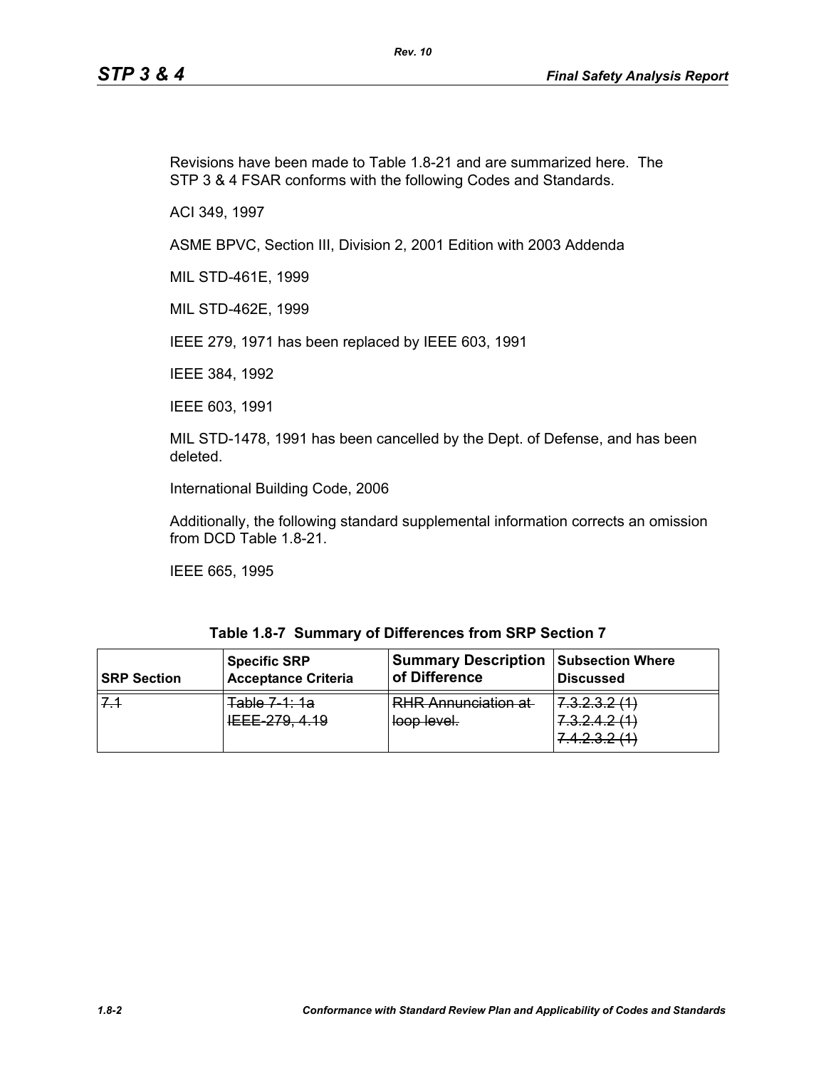Revisions have been made to Table 1.8-21 and are summarized here. The STP 3 & 4 FSAR conforms with the following Codes and Standards.

ACI 349, 1997

ASME BPVC, Section III, Division 2, 2001 Edition with 2003 Addenda

MIL STD-461E, 1999

MIL STD-462E, 1999

IEEE 279, 1971 has been replaced by IEEE 603, 1991

IEEE 384, 1992

IEEE 603, 1991

MIL STD-1478, 1991 has been cancelled by the Dept. of Defense, and has been deleted.

International Building Code, 2006

Additionally, the following standard supplemental information corrects an omission from DCD Table 1.8-21.

IEEE 665, 1995

**Table 1.8-7 Summary of Differences from SRP Section 7**

| SRP Section | Specific SRP Acceptance Criteria | Summary Description of Difference | Subsection Where Discussed |
|---|---|---|---|
| ~~7.1~~ | ~~Table 7-1: 1a~~<br>~~IEEE-279, 4.19~~ | ~~RHR Annunciation at loop level.~~ | ~~7.3.2.3.2 (1)~~<br>~~7.3.2.4.2 (1)~~<br>~~7.4.2.3.2 (1)~~ |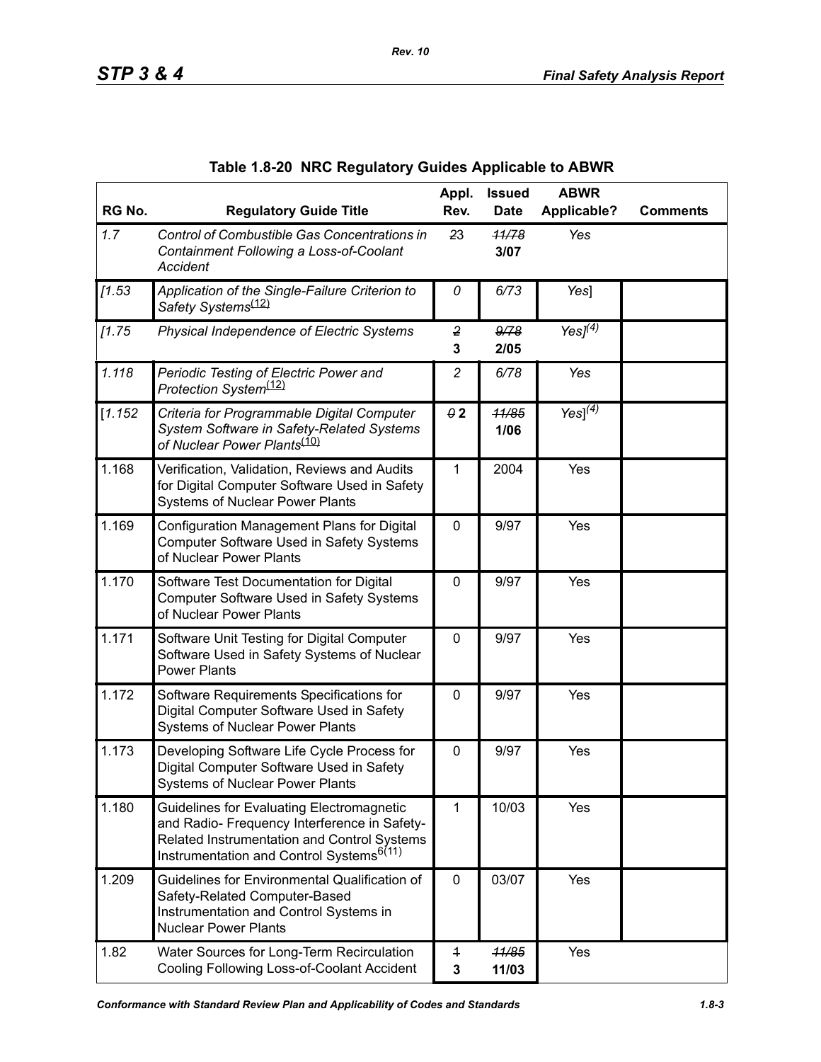Table 1.8-20 NRC Regulatory Guides Applicable to ABWR

| RG No. | Regulatory Guide Title | Appl. Rev. | Issued Date | ABWR Applicable? | Comments |
|---|---|---|---|---|---|
| *1.7* | *Control of Combustible Gas Concentrations in Containment Following a Loss-of-Coolant Accident* | ~~2~~3 | ~~*11/78*~~ **3/07** | *Yes* | |
| *[1.53* | *Application of the Single-Failure Criterion to Safety Systems*(12) | *0* | *6/73* | *Yes*] | |
| *[1.75* | *Physical Independence of Electric Systems* | ~~*2*~~ **3** | ~~*9/78*~~ **2/05** | *Yes*](4) | |
| *1.118* | *Periodic Testing of Electric Power and Protection System*(12) | *2* | *6/78* | *Yes* | |
| [*1.152* | *Criteria for Programmable Digital Computer System Software in Safety-Related Systems of Nuclear Power Plants*(10) | ~~*0*~~ **2** | ~~*11/85*~~ **1/06** | *Yes*](4) | |
| 1.168 | Verification, Validation, Reviews and Audits for Digital Computer Software Used in Safety Systems of Nuclear Power Plants | 1 | 2004 | Yes | |
| 1.169 | Configuration Management Plans for Digital Computer Software Used in Safety Systems of Nuclear Power Plants | 0 | 9/97 | Yes | |
| 1.170 | Software Test Documentation for Digital Computer Software Used in Safety Systems of Nuclear Power Plants | 0 | 9/97 | Yes | |
| 1.171 | Software Unit Testing for Digital Computer Software Used in Safety Systems of Nuclear Power Plants | 0 | 9/97 | Yes | |
| 1.172 | Software Requirements Specifications for Digital Computer Software Used in Safety Systems of Nuclear Power Plants | 0 | 9/97 | Yes | |
| 1.173 | Developing Software Life Cycle Process for Digital Computer Software Used in Safety Systems of Nuclear Power Plants | 0 | 9/97 | Yes | |
| 1.180 | Guidelines for Evaluating Electromagnetic and Radio- Frequency Interference in Safety-Related Instrumentation and Control Systems Instrumentation and Control Systems6(11) | 1 | 10/03 | Yes | |
| 1.209 | Guidelines for Environmental Qualification of Safety-Related Computer-Based Instrumentation and Control Systems in Nuclear Power Plants | 0 | 03/07 | Yes | |
| 1.82 | Water Sources for Long-Term Recirculation Cooling Following Loss-of-Coolant Accident | ~~1~~ **3** | ~~*11/85*~~ **11/03** | Yes | |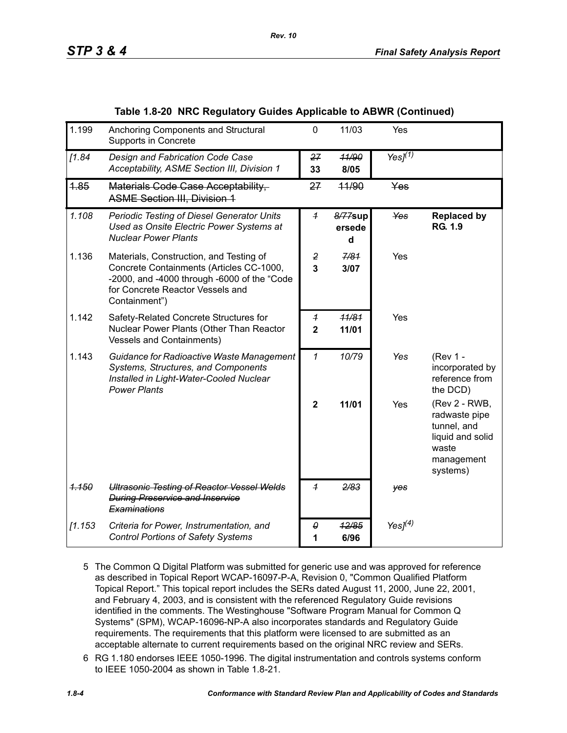**Table 1.8-20 NRC Regulatory Guides Applicable to ABWR (Continued)**

| | | | | | |
|---|---|---|---|---|---|
| 1.199 | Anchoring Components and Structural Supports in Concrete | 0 | 11/03 | Yes | |
| *[1.84* | *Design and Fabrication Code Case Acceptability, ASME Section III, Division 1* | ~~27~~ **33** | ~~11/90~~ **8/05** | *Yes]*(1) | |
| ~~1.85~~ | ~~Materials Code Case Acceptability, ASME Section III, Division 1~~ | ~~27~~ | ~~11/90~~ | ~~Yes~~ | |
| *1.108* | *Periodic Testing of Diesel Generator Units Used as Onsite Electric Power Systems at Nuclear Power Plants* | ~~1~~ | ~~8/77~~**superseded** | ~~Yes~~ | **Replaced by RG. 1.9** |
| 1.136 | Materials, Construction, and Testing of Concrete Containments (Articles CC-1000, -2000, and -4000 through -6000 of the "Code for Concrete Reactor Vessels and Containment") | ~~2~~ **3** | ~~7/81~~ **3/07** | Yes | |
| 1.142 | Safety-Related Concrete Structures for Nuclear Power Plants (Other Than Reactor Vessels and Containments) | ~~1~~ **2** | ~~11/81~~ **11/01** | Yes | |
| 1.143 | *Guidance for Radioactive Waste Management Systems, Structures, and Components Installed in Light-Water-Cooled Nuclear Power Plants* | *1* | *10/79* | *Yes* | (Rev 1 - incorporated by reference from the DCD) |
| | | **2** | **11/01** | Yes | (Rev 2 - RWB, radwaste pipe tunnel, and liquid and solid waste management systems) |
| ~~*1.150*~~ | ~~*Ultrasonic Testing of Reactor Vessel Welds During Preservice and Inservice Examinations*~~ | ~~1~~ | ~~2/83~~ | ~~yes~~ | |
| *[1.153* | *Criteria for Power, Instrumentation, and Control Portions of Safety Systems* | ~~0~~ **1** | ~~12/85~~ **6/96** | *Yes]*(4) | |

5 The Common Q Digital Platform was submitted for generic use and was approved for reference as described in Topical Report WCAP-16097-P-A, Revision 0, "Common Qualified Platform Topical Report." This topical report includes the SERs dated August 11, 2000, June 22, 2001, and February 4, 2003, and is consistent with the referenced Regulatory Guide revisions identified in the comments. The Westinghouse "Software Program Manual for Common Q Systems" (SPM), WCAP-16096-NP-A also incorporates standards and Regulatory Guide requirements. The requirements that this platform were licensed to are submitted as an acceptable alternate to current requirements based on the original NRC review and SERs.

6 RG 1.180 endorses IEEE 1050-1996. The digital instrumentation and controls systems conform to IEEE 1050-2004 as shown in Table 1.8-21.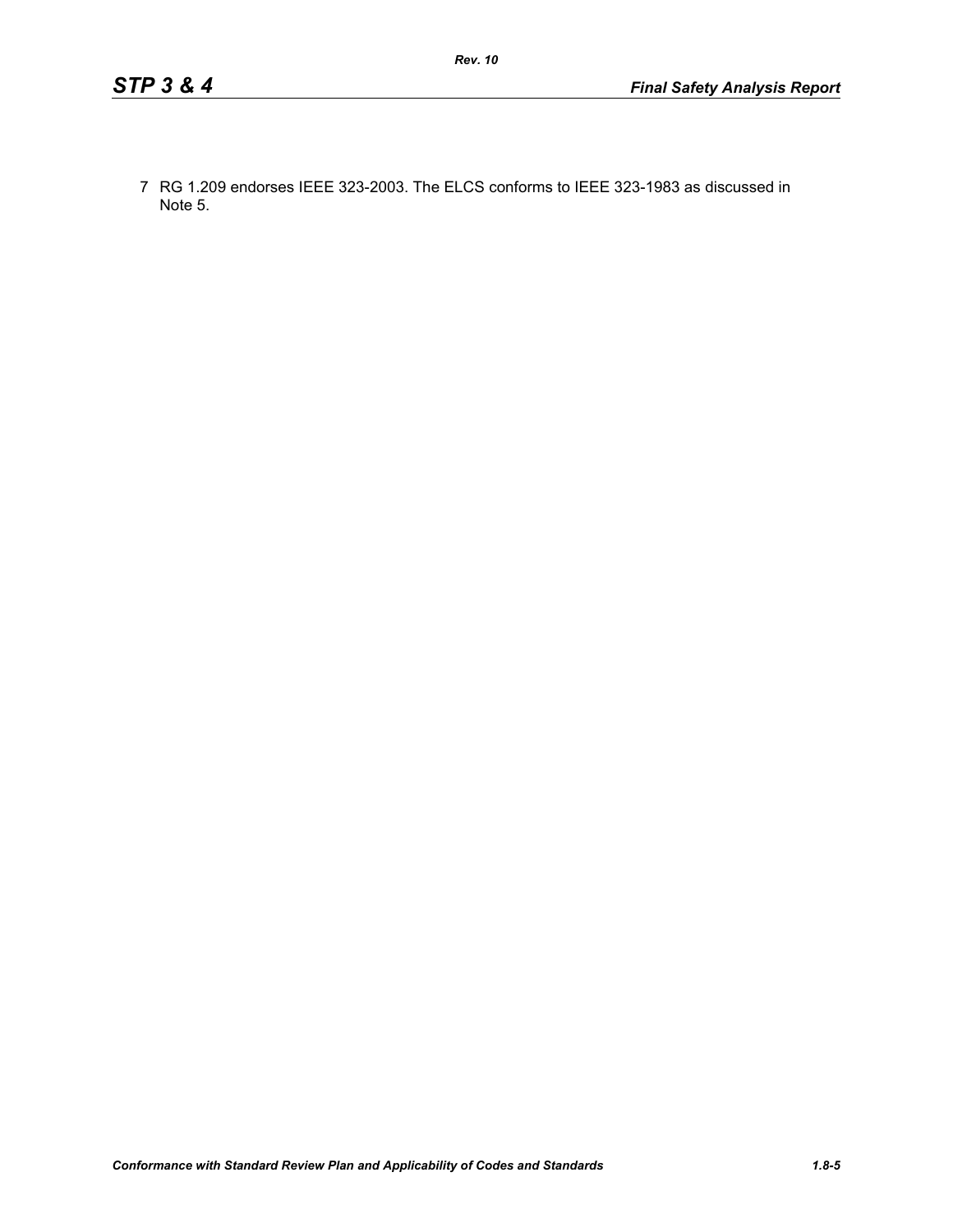7 RG 1.209 endorses IEEE 323-2003. The ELCS conforms to IEEE 323-1983 as discussed in Note 5.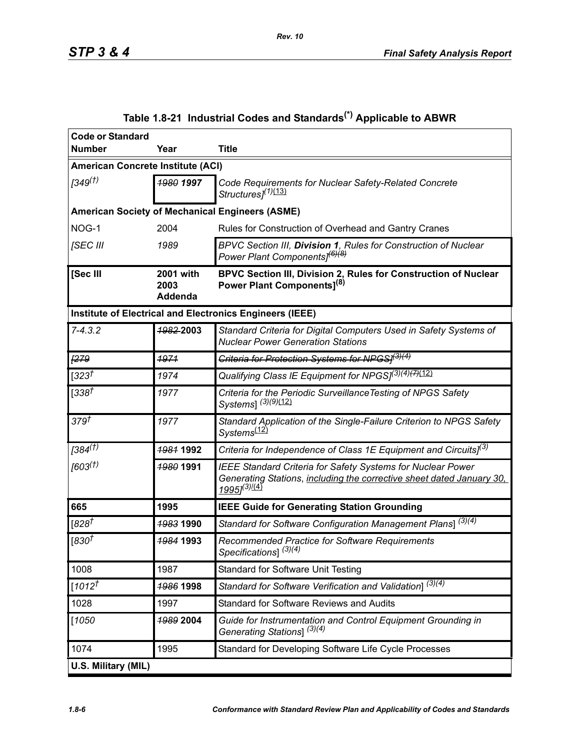## Table 1.8-21 Industrial Codes and Standards(*) Applicable to ABWR

| Code or Standard Number | Year | Title |
|---|---|---|
| **American Concrete Institute (ACI)** | | |
| *[349(†)* | *~~1980~~ **1997*** | *Code Requirements for Nuclear Safety-Related Concrete Structures]*(1)(13) |
| **American Society of Mechanical Engineers (ASME)** | | |
| NOG-1 | 2004 | Rules for Construction of Overhead and Gantry Cranes |
| *[SEC III* | *1989* | *BPVC Section III, **Division 1**, Rules for Construction of Nuclear Power Plant Components]*~~(6)~~(8) |
| **[Sec III** | **2001 with 2003 Addenda** | **BPVC Section III, Division 2, Rules for Construction of Nuclear Power Plant Components](8)** |
| **Institute of Electrical and Electronics Engineers (IEEE)** | | |
| *7-4.3.2* | *~~1982~~* **2003** | *Standard Criteria for Digital Computers Used in Safety Systems of Nuclear Power Generation Stations* |
| *~~[279~~* | *~~1971~~* | *~~Criteria for Protection Systems for NPGS]~~*~~(3)(4)~~ |
| [*323*†] | *1974* | *Qualifying Class IE Equipment for NPGS]*(3)(4)~~(7)~~(12) |
| [*338*†] | *1977* | *Criteria for the Periodic SurveillanceTesting of NPGS Safety Systems*] (3)(9)(12) |
| *379*† | *1977* | *Standard Application of the Single-Failure Criterion to NPGS Safety Systems*(12) |
| *[384(†)* | *~~1981~~* **1992** | *Criteria for Independence of Class 1E Equipment and Circuits]*(3) |
| *[603(†)* | *~~1980~~* **1991** | *IEEE Standard Criteria for Safety Systems for Nuclear Power Generating Stations*, including the corrective sheet dated January 30, 1995*]*(3)(4) |
| **665** | **1995** | **IEEE Guide for Generating Station Grounding** |
| [*828*† | *~~1983~~* **1990** | *Standard for Software Configuration Management Plans*] (3)(4) |
| [*830*† | *~~1984~~* **1993** | *Recommended Practice for Software Requirements Specifications*] (3)(4) |
| 1008 | 1987 | Standard for Software Unit Testing |
| [*1012*† | *~~1986~~* **1998** | *Standard for Software Verification and Validation*] (3)(4) |
| 1028 | 1997 | Standard for Software Reviews and Audits |
| [*1050* | *~~1989~~* **2004** | *Guide for Instrumentation and Control Equipment Grounding in Generating Stations*] (3)(4) |
| 1074 | 1995 | Standard for Developing Software Life Cycle Processes |
| **U.S. Military (MIL)** | | |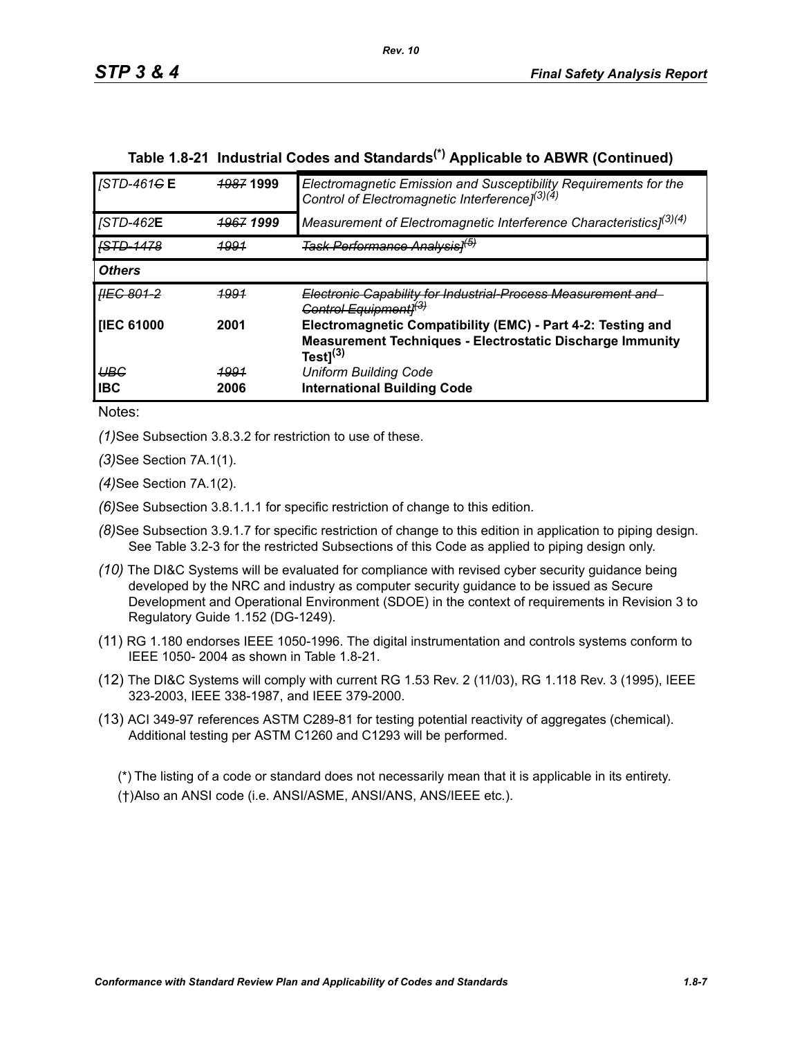## Table 1.8-21 Industrial Codes and Standards(*) Applicable to ABWR (Continued)

| | | |
|---|---|---|
| *[STD-461~~C~~* **E** | ~~*1987*~~ **1999** | *Electromagnetic Emission and Susceptibility Requirements for the Control of Electromagnetic Interference]*(3)(4) |
| *[STD-462***E** | ~~*1967*~~ ***1999*** | *Measurement of Electromagnetic Interference Characteristics]*(3)(4) |
| ~~*[STD-1478*~~ | ~~*1991*~~ | ~~*Task Performance Analysis]*(5)~~ |
| ***Others*** | | |
| ~~*[IEC 801-2*~~ | ~~*1991*~~ | ~~*Electronic Capability for Industrial-Process Measurement and Control Equipment]*(3)~~ |
| **[IEC 61000** | **2001** | **Electromagnetic Compatibility (EMC) - Part 4-2: Testing and Measurement Techniques - Electrostatic Discharge Immunity Test](3)** |
| ~~*UBC*~~ | ~~*1991*~~ | *Uniform Building Code* |
| **IBC** | **2006** | **International Building Code** |

Notes:

*(1)* See Subsection 3.8.3.2 for restriction to use of these.

*(3)* See Section 7A.1(1).

*(4)* See Section 7A.1(2).

*(6)* See Subsection 3.8.1.1.1 for specific restriction of change to this edition.

*(8)* See Subsection 3.9.1.7 for specific restriction of change to this edition in application to piping design. See Table 3.2-3 for the restricted Subsections of this Code as applied to piping design only.

*(10)* The DI&C Systems will be evaluated for compliance with revised cyber security guidance being developed by the NRC and industry as computer security guidance to be issued as Secure Development and Operational Environment (SDOE) in the context of requirements in Revision 3 to Regulatory Guide 1.152 (DG-1249).

(11) RG 1.180 endorses IEEE 1050-1996. The digital instrumentation and controls systems conform to IEEE 1050- 2004 as shown in Table 1.8-21.

(12) The DI&C Systems will comply with current RG 1.53 Rev. 2 (11/03), RG 1.118 Rev. 3 (1995), IEEE 323-2003, IEEE 338-1987, and IEEE 379-2000.

(13) ACI 349-97 references ASTM C289-81 for testing potential reactivity of aggregates (chemical). Additional testing per ASTM C1260 and C1293 will be performed.

(*) The listing of a code or standard does not necessarily mean that it is applicable in its entirety.

(†) Also an ANSI code (i.e. ANSI/ASME, ANSI/ANS, ANS/IEEE etc.).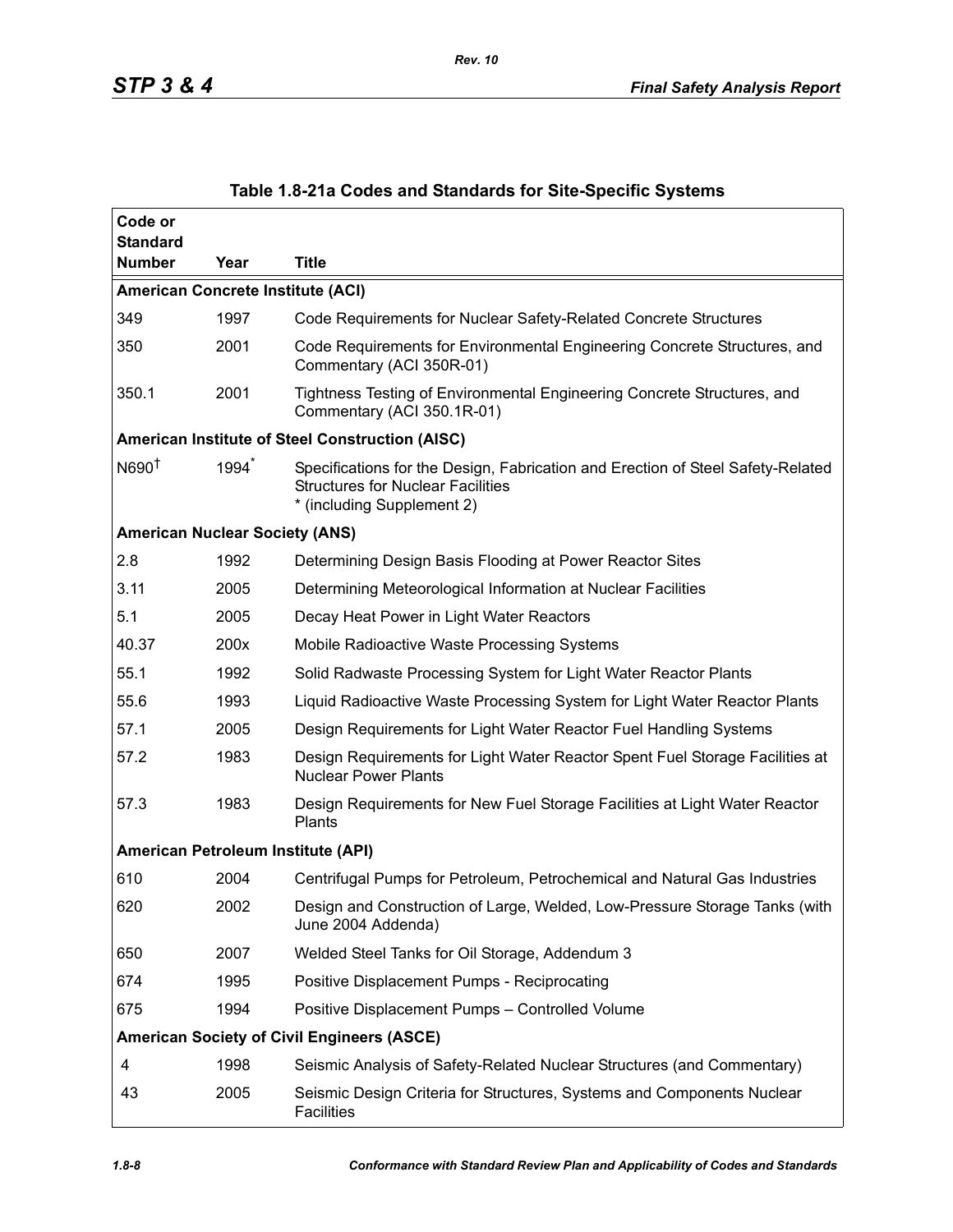## Table 1.8-21a Codes and Standards for Site-Specific Systems

| Code or Standard Number | Year | Title |
|---|---|---|
| **American Concrete Institute (ACI)** | | |
| 349 | 1997 | Code Requirements for Nuclear Safety-Related Concrete Structures |
| 350 | 2001 | Code Requirements for Environmental Engineering Concrete Structures, and Commentary (ACI 350R-01) |
| 350.1 | 2001 | Tightness Testing of Environmental Engineering Concrete Structures, and Commentary (ACI 350.1R-01) |
| **American Institute of Steel Construction (AISC)** | | |
| N690† | 1994* | Specifications for the Design, Fabrication and Erection of Steel Safety-Related Structures for Nuclear Facilities<br>* (including Supplement 2) |
| **American Nuclear Society (ANS)** | | |
| 2.8 | 1992 | Determining Design Basis Flooding at Power Reactor Sites |
| 3.11 | 2005 | Determining Meteorological Information at Nuclear Facilities |
| 5.1 | 2005 | Decay Heat Power in Light Water Reactors |
| 40.37 | 200x | Mobile Radioactive Waste Processing Systems |
| 55.1 | 1992 | Solid Radwaste Processing System for Light Water Reactor Plants |
| 55.6 | 1993 | Liquid Radioactive Waste Processing System for Light Water Reactor Plants |
| 57.1 | 2005 | Design Requirements for Light Water Reactor Fuel Handling Systems |
| 57.2 | 1983 | Design Requirements for Light Water Reactor Spent Fuel Storage Facilities at Nuclear Power Plants |
| 57.3 | 1983 | Design Requirements for New Fuel Storage Facilities at Light Water Reactor Plants |
| **American Petroleum Institute (API)** | | |
| 610 | 2004 | Centrifugal Pumps for Petroleum, Petrochemical and Natural Gas Industries |
| 620 | 2002 | Design and Construction of Large, Welded, Low-Pressure Storage Tanks (with June 2004 Addenda) |
| 650 | 2007 | Welded Steel Tanks for Oil Storage, Addendum 3 |
| 674 | 1995 | Positive Displacement Pumps - Reciprocating |
| 675 | 1994 | Positive Displacement Pumps – Controlled Volume |
| **American Society of Civil Engineers (ASCE)** | | |
| 4 | 1998 | Seismic Analysis of Safety-Related Nuclear Structures (and Commentary) |
| 43 | 2005 | Seismic Design Criteria for Structures, Systems and Components Nuclear Facilities |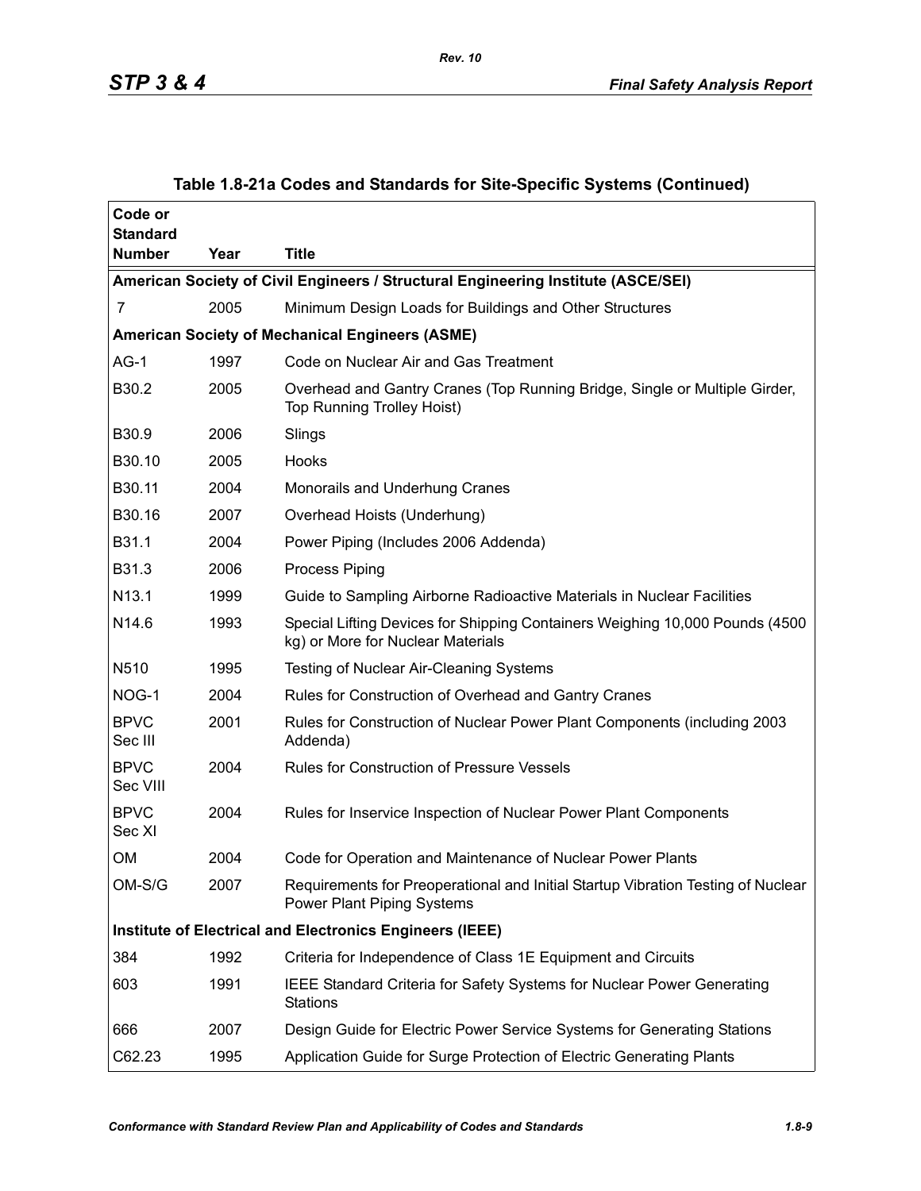## Table 1.8-21a Codes and Standards for Site-Specific Systems (Continued)

| Code or Standard Number | Year | Title |
|---|---|---|
| **American Society of Civil Engineers / Structural Engineering Institute (ASCE/SEI)** | | |
| 7 | 2005 | Minimum Design Loads for Buildings and Other Structures |
| **American Society of Mechanical Engineers (ASME)** | | |
| AG-1 | 1997 | Code on Nuclear Air and Gas Treatment |
| B30.2 | 2005 | Overhead and Gantry Cranes (Top Running Bridge, Single or Multiple Girder, Top Running Trolley Hoist) |
| B30.9 | 2006 | Slings |
| B30.10 | 2005 | Hooks |
| B30.11 | 2004 | Monorails and Underhung Cranes |
| B30.16 | 2007 | Overhead Hoists (Underhung) |
| B31.1 | 2004 | Power Piping (Includes 2006 Addenda) |
| B31.3 | 2006 | Process Piping |
| N13.1 | 1999 | Guide to Sampling Airborne Radioactive Materials in Nuclear Facilities |
| N14.6 | 1993 | Special Lifting Devices for Shipping Containers Weighing 10,000 Pounds (4500 kg) or More for Nuclear Materials |
| N510 | 1995 | Testing of Nuclear Air-Cleaning Systems |
| NOG-1 | 2004 | Rules for Construction of Overhead and Gantry Cranes |
| BPVC Sec III | 2001 | Rules for Construction of Nuclear Power Plant Components (including 2003 Addenda) |
| BPVC Sec VIII | 2004 | Rules for Construction of Pressure Vessels |
| BPVC Sec XI | 2004 | Rules for Inservice Inspection of Nuclear Power Plant Components |
| OM | 2004 | Code for Operation and Maintenance of Nuclear Power Plants |
| OM-S/G | 2007 | Requirements for Preoperational and Initial Startup Vibration Testing of Nuclear Power Plant Piping Systems |
| **Institute of Electrical and Electronics Engineers (IEEE)** | | |
| 384 | 1992 | Criteria for Independence of Class 1E Equipment and Circuits |
| 603 | 1991 | IEEE Standard Criteria for Safety Systems for Nuclear Power Generating Stations |
| 666 | 2007 | Design Guide for Electric Power Service Systems for Generating Stations |
| C62.23 | 1995 | Application Guide for Surge Protection of Electric Generating Plants |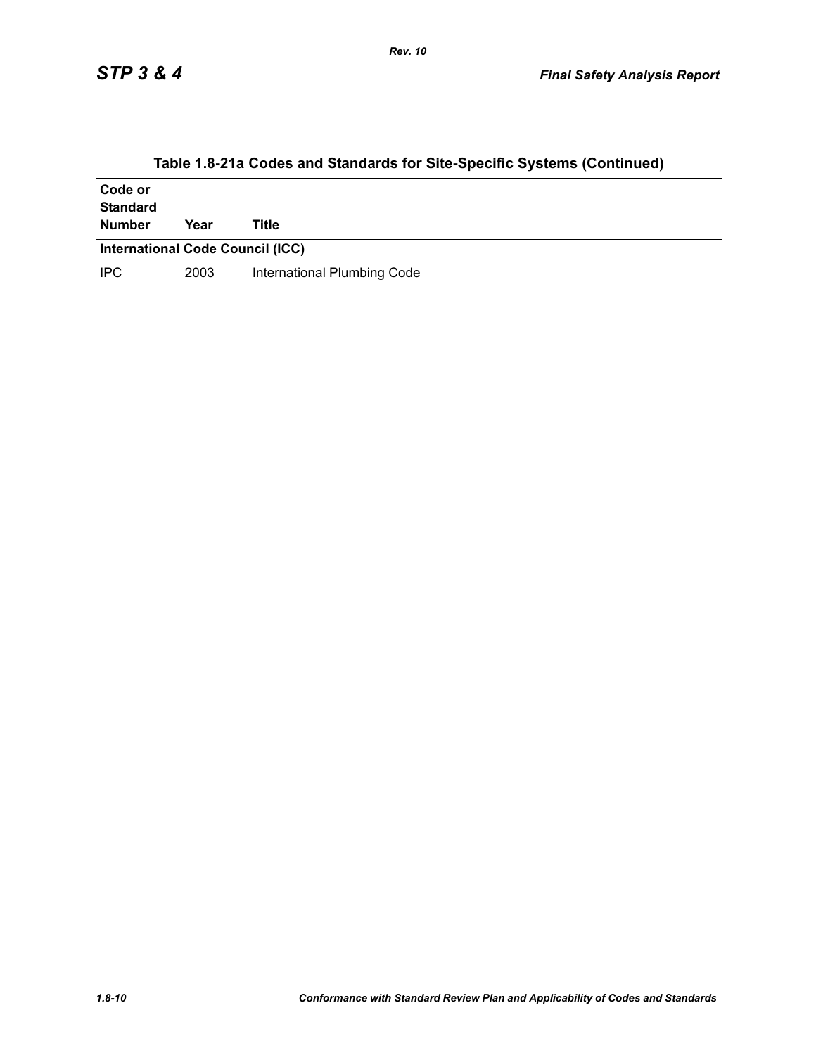**Table 1.8-21a Codes and Standards for Site-Specific Systems (Continued)**

| Code or Standard Number | Year | Title |
|---|---|---|
| **International Code Council (ICC)** | | |
| IPC | 2003 | International Plumbing Code |